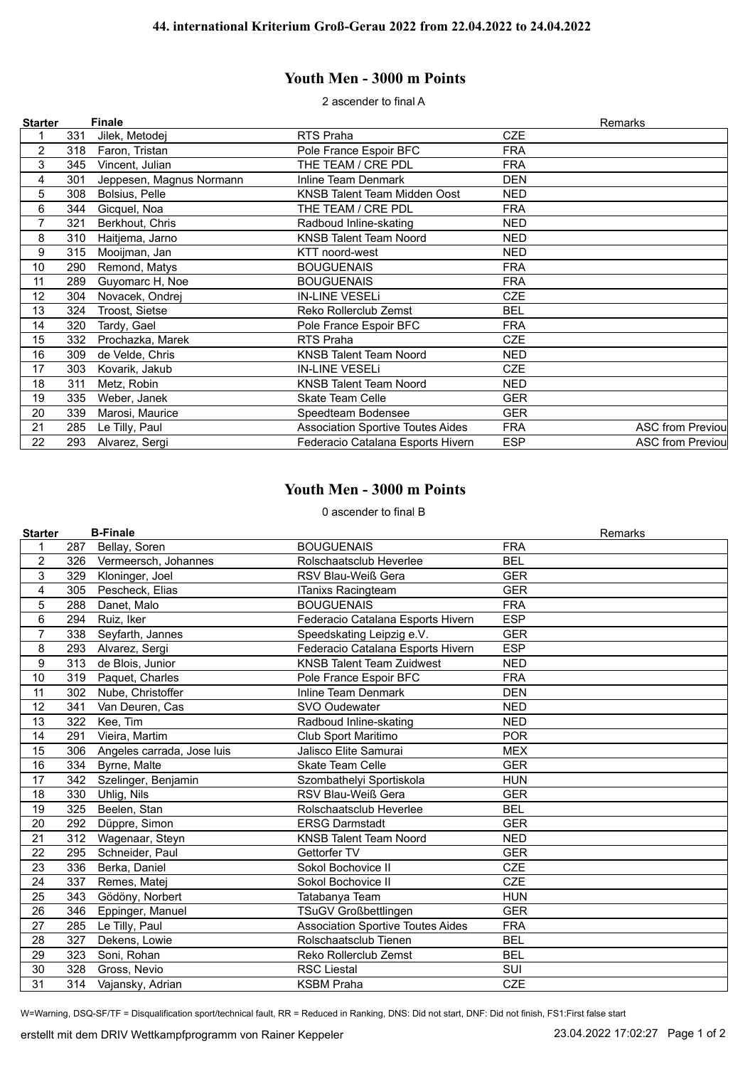# 44. international Kriterium Groß-Gerau 2022 from 22.04.2022 to 24.04.2022

## Youth Men - 3000 m Points

2 ascender to final A

| Starter | | Finale | | | Remarks |
|---|---|---|---|---|---|
| 1 | 331 | Jilek, Metodej | RTS Praha | CZE | |
| 2 | 318 | Faron, Tristan | Pole France Espoir BFC | FRA | |
| 3 | 345 | Vincent, Julian | THE TEAM / CRE PDL | FRA | |
| 4 | 301 | Jeppesen, Magnus Normann | Inline Team Denmark | DEN | |
| 5 | 308 | Bolsius, Pelle | KNSB Talent Team Midden Oost | NED | |
| 6 | 344 | Gicquel, Noa | THE TEAM / CRE PDL | FRA | |
| 7 | 321 | Berkhout, Chris | Radboud Inline-skating | NED | |
| 8 | 310 | Haitjema, Jarno | KNSB Talent Team Noord | NED | |
| 9 | 315 | Mooijman, Jan | KTT noord-west | NED | |
| 10 | 290 | Remond, Matys | BOUGUENAIS | FRA | |
| 11 | 289 | Guyomarc H, Noe | BOUGUENAIS | FRA | |
| 12 | 304 | Novacek, Ondrej | IN-LINE VESELi | CZE | |
| 13 | 324 | Troost, Sietse | Reko Rollerclub Zemst | BEL | |
| 14 | 320 | Tardy, Gael | Pole France Espoir BFC | FRA | |
| 15 | 332 | Prochazka, Marek | RTS Praha | CZE | |
| 16 | 309 | de Velde, Chris | KNSB Talent Team Noord | NED | |
| 17 | 303 | Kovarik, Jakub | IN-LINE VESELi | CZE | |
| 18 | 311 | Metz, Robin | KNSB Talent Team Noord | NED | |
| 19 | 335 | Weber, Janek | Skate Team Celle | GER | |
| 20 | 339 | Marosi, Maurice | Speedteam Bodensee | GER | |
| 21 | 285 | Le Tilly, Paul | Association Sportive Toutes Aides | FRA | ASC from Previou |
| 22 | 293 | Alvarez, Sergi | Federacio Catalana Esports Hivern | ESP | ASC from Previou |

## Youth Men - 3000 m Points

0 ascender to final B

| Starter | | B-Finale | | | Remarks |
|---|---|---|---|---|---|
| 1 | 287 | Bellay, Soren | BOUGUENAIS | FRA | |
| 2 | 326 | Vermeersch, Johannes | Rolschaatsclub Heverlee | BEL | |
| 3 | 329 | Kloninger, Joel | RSV Blau-Weiß Gera | GER | |
| 4 | 305 | Pescheck, Elias | ITanixs Racingteam | GER | |
| 5 | 288 | Danet, Malo | BOUGUENAIS | FRA | |
| 6 | 294 | Ruiz, Iker | Federacio Catalana Esports Hivern | ESP | |
| 7 | 338 | Seyfarth, Jannes | Speedskating Leipzig e.V. | GER | |
| 8 | 293 | Alvarez, Sergi | Federacio Catalana Esports Hivern | ESP | |
| 9 | 313 | de Blois, Junior | KNSB Talent Team Zuidwest | NED | |
| 10 | 319 | Paquet, Charles | Pole France Espoir BFC | FRA | |
| 11 | 302 | Nube, Christoffer | Inline Team Denmark | DEN | |
| 12 | 341 | Van Deuren, Cas | SVO Oudewater | NED | |
| 13 | 322 | Kee, Tim | Radboud Inline-skating | NED | |
| 14 | 291 | Vieira, Martim | Club Sport Maritimo | POR | |
| 15 | 306 | Angeles carrada, Jose luis | Jalisco Elite Samurai | MEX | |
| 16 | 334 | Byrne, Malte | Skate Team Celle | GER | |
| 17 | 342 | Szelinger, Benjamin | Szombathelyi Sportiskola | HUN | |
| 18 | 330 | Uhlig, Nils | RSV Blau-Weiß Gera | GER | |
| 19 | 325 | Beelen, Stan | Rolschaatsclub Heverlee | BEL | |
| 20 | 292 | Düppre, Simon | ERSG Darmstadt | GER | |
| 21 | 312 | Wagenaar, Steyn | KNSB Talent Team Noord | NED | |
| 22 | 295 | Schneider, Paul | Gettorfer TV | GER | |
| 23 | 336 | Berka, Daniel | Sokol Bochovice II | CZE | |
| 24 | 337 | Remes, Matej | Sokol Bochovice II | CZE | |
| 25 | 343 | Gödöny, Norbert | Tatabanya Team | HUN | |
| 26 | 346 | Eppinger, Manuel | TSuGV Großbettlingen | GER | |
| 27 | 285 | Le Tilly, Paul | Association Sportive Toutes Aides | FRA | |
| 28 | 327 | Dekens, Lowie | Rolschaatsclub Tienen | BEL | |
| 29 | 323 | Soni, Rohan | Reko Rollerclub Zemst | BEL | |
| 30 | 328 | Gross, Nevio | RSC Liestal | SUI | |
| 31 | 314 | Vajansky, Adrian | KSBM Praha | CZE | |

W=Warning, DSQ-SF/TF = Disqualification sport/technical fault, RR = Reduced in Ranking, DNS: Did not start, DNF: Did not finish, FS1:First false start

erstellt mit dem DRIV Wettkampfprogramm von Rainer Keppeler — 23.04.2022 17:02:27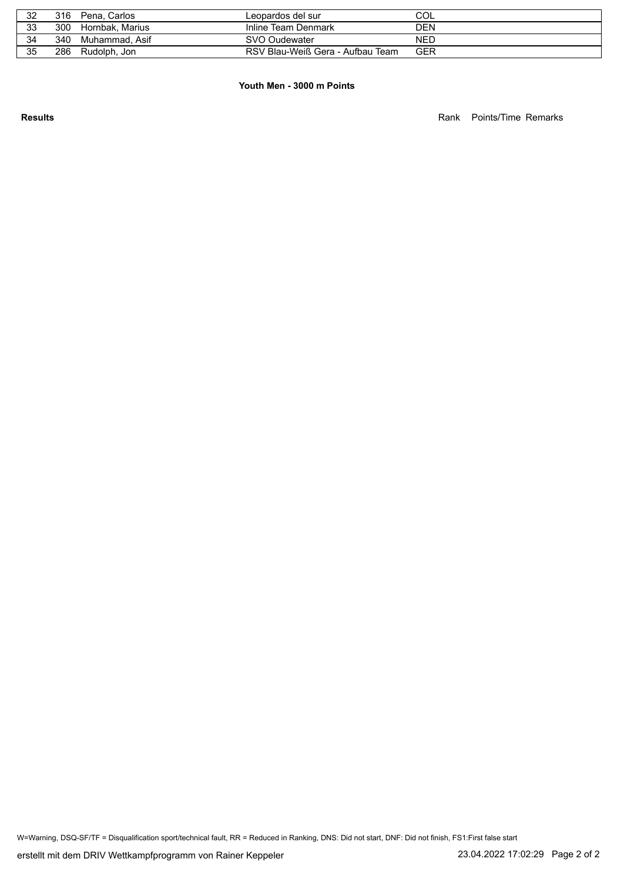| | | | | |
|---|---|---|---|---|
| 32 | 316 | Pena, Carlos | Leopardos del sur | COL |
| 33 | 300 | Hornbak, Marius | Inline Team Denmark | DEN |
| 34 | 340 | Muhammad, Asif | SVO Oudewater | NED |
| 35 | 286 | Rudolph, Jon | RSV Blau-Weiß Gera - Aufbau Team | GER |

**Youth Men - 3000 m Points**

| Results | Rank | Points/Time | Remarks |
|---|---|---|---|

W=Warning, DSQ-SF/TF = Disqualification sport/technical fault, RR = Reduced in Ranking, DNS: Did not start, DNF: Did not finish, FS1:First false start

erstellt mit dem DRIV Wettkampfprogramm von Rainer Keppeler

23.04.2022 17:02:29